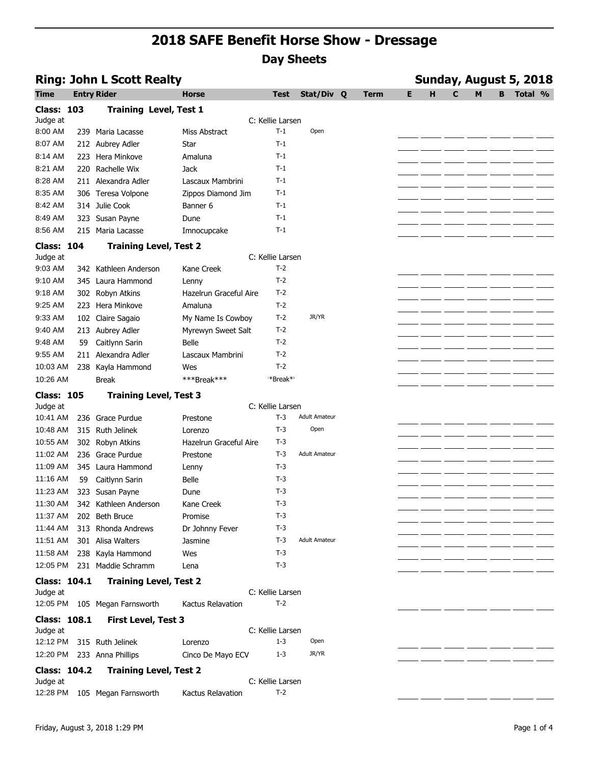# 2018 SAFE Benefit Horse Show - Dressage

## Day Sheets

**Ring: John L Scott Realty** — **Sunday, August 5, 2018**

| Time | Entry | Rider | Horse | Test | Stat/Div | Q | Term | E | H | C | M | B | Total | % |
|---|---|---|---|---|---|---|---|---|---|---|---|---|---|---|
| **Class: 103** | | **Training Level, Test 1** | | | | | | | | | | | | |
| Judge at | | | | C: Kellie Larsen | | | | | | | | | | |
| 8:00 AM | 239 | Maria Lacasse | Miss Abstract | T-1 | Open | | | | | | | | | |
| 8:07 AM | 212 | Aubrey Adler | Star | T-1 | | | | | | | | | | |
| 8:14 AM | 223 | Hera Minkove | Amaluna | T-1 | | | | | | | | | | |
| 8:21 AM | 220 | Rachelle Wix | Jack | T-1 | | | | | | | | | | |
| 8:28 AM | 211 | Alexandra Adler | Lascaux Mambrini | T-1 | | | | | | | | | | |
| 8:35 AM | 306 | Teresa Volpone | Zippos Diamond Jim | T-1 | | | | | | | | | | |
| 8:42 AM | 314 | Julie Cook | Banner 6 | T-1 | | | | | | | | | | |
| 8:49 AM | 323 | Susan Payne | Dune | T-1 | | | | | | | | | | |
| 8:56 AM | 215 | Maria Lacasse | Imnocupcake | T-1 | | | | | | | | | | |
| **Class: 104** | | **Training Level, Test 2** | | | | | | | | | | | | |
| Judge at | | | | C: Kellie Larsen | | | | | | | | | | |
| 9:03 AM | 342 | Kathleen Anderson | Kane Creek | T-2 | | | | | | | | | | |
| 9:10 AM | 345 | Laura Hammond | Lenny | T-2 | | | | | | | | | | |
| 9:18 AM | 302 | Robyn Atkins | Hazelrun Graceful Aire | T-2 | | | | | | | | | | |
| 9:25 AM | 223 | Hera Minkove | Amaluna | T-2 | | | | | | | | | | |
| 9:33 AM | 102 | Claire Sagaio | My Name Is Cowboy | T-2 | JR/YR | | | | | | | | | |
| 9:40 AM | 213 | Aubrey Adler | Myrewyn Sweet Salt | T-2 | | | | | | | | | | |
| 9:48 AM | 59 | Caitlynn Sarin | Belle | T-2 | | | | | | | | | | |
| 9:55 AM | 211 | Alexandra Adler | Lascaux Mambrini | T-2 | | | | | | | | | | |
| 10:03 AM | 238 | Kayla Hammond | Wes | T-2 | | | | | | | | | | |
| 10:26 AM | | Break | ***Break*** | *Break* | | | | | | | | | | |
| **Class: 105** | | **Training Level, Test 3** | | | | | | | | | | | | |
| Judge at | | | | C: Kellie Larsen | | | | | | | | | | |
| 10:41 AM | 236 | Grace Purdue | Prestone | T-3 | Adult Amateur | | | | | | | | | |
| 10:48 AM | 315 | Ruth Jelinek | Lorenzo | T-3 | Open | | | | | | | | | |
| 10:55 AM | 302 | Robyn Atkins | Hazelrun Graceful Aire | T-3 | | | | | | | | | | |
| 11:02 AM | 236 | Grace Purdue | Prestone | T-3 | Adult Amateur | | | | | | | | | |
| 11:09 AM | 345 | Laura Hammond | Lenny | T-3 | | | | | | | | | | |
| 11:16 AM | 59 | Caitlynn Sarin | Belle | T-3 | | | | | | | | | | |
| 11:23 AM | 323 | Susan Payne | Dune | T-3 | | | | | | | | | | |
| 11:30 AM | 342 | Kathleen Anderson | Kane Creek | T-3 | | | | | | | | | | |
| 11:37 AM | 202 | Beth Bruce | Promise | T-3 | | | | | | | | | | |
| 11:44 AM | 313 | Rhonda Andrews | Dr Johnny Fever | T-3 | | | | | | | | | | |
| 11:51 AM | 301 | Alisa Walters | Jasmine | T-3 | Adult Amateur | | | | | | | | | |
| 11:58 AM | 238 | Kayla Hammond | Wes | T-3 | | | | | | | | | | |
| 12:05 PM | 231 | Maddie Schramm | Lena | T-3 | | | | | | | | | | |
| **Class: 104.1** | | **Training Level, Test 2** | | | | | | | | | | | | |
| Judge at | | | | C: Kellie Larsen | | | | | | | | | | |
| 12:05 PM | 105 | Megan Farnsworth | Kactus Relavation | T-2 | | | | | | | | | | |
| **Class: 108.1** | | **First Level, Test 3** | | | | | | | | | | | | |
| Judge at | | | | C: Kellie Larsen | | | | | | | | | | |
| 12:12 PM | 315 | Ruth Jelinek | Lorenzo | 1-3 | Open | | | | | | | | | |
| 12:20 PM | 233 | Anna Phillips | Cinco De Mayo ECV | 1-3 | JR/YR | | | | | | | | | |
| **Class: 104.2** | | **Training Level, Test 2** | | | | | | | | | | | | |
| Judge at | | | | C: Kellie Larsen | | | | | | | | | | |
| 12:28 PM | 105 | Megan Farnsworth | Kactus Relavation | T-2 | | | | | | | | | | |

Friday, August 3, 2018 1:29 PM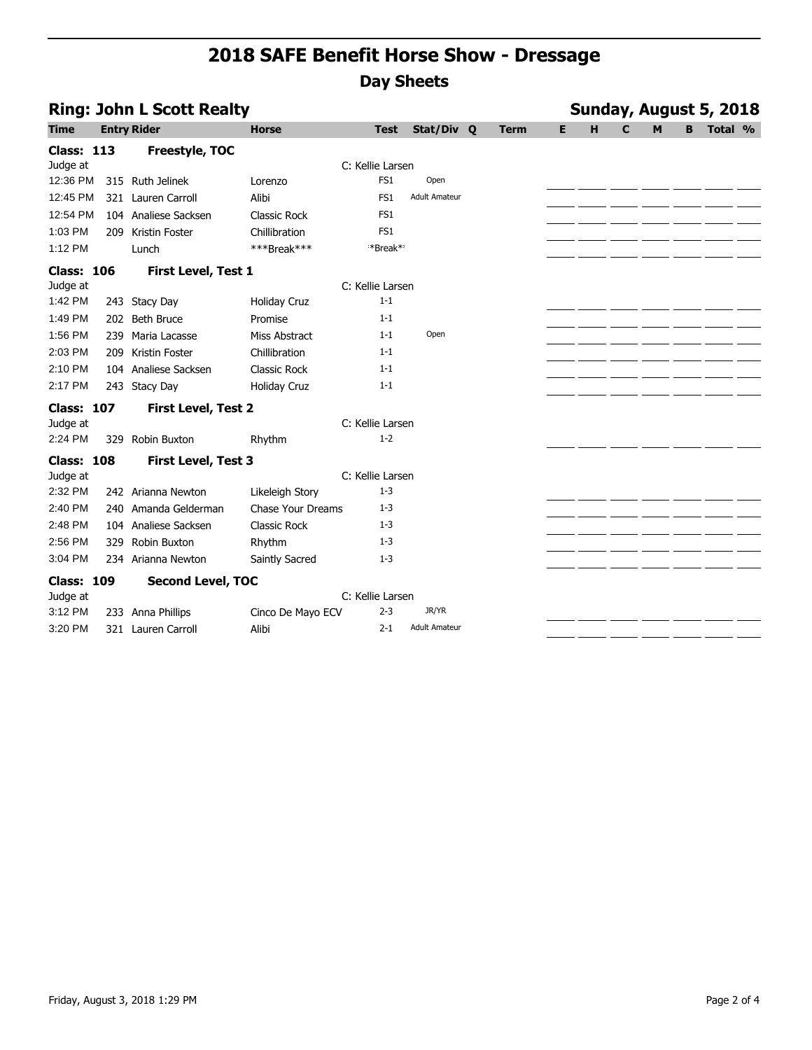# 2018 SAFE Benefit Horse Show - Dressage

## Day Sheets

### Ring: John L Scott Realty

**Sunday, August 5, 2018**

| Time | Entry | Rider | Horse | Test | Stat/Div | Q | Term | E | H | C | M | B | Total | % |
|---|---|---|---|---|---|---|---|---|---|---|---|---|---|---|
| **Class: 113** | | **Freestyle, TOC** | | | | | | | | | | | | |
| Judge at | | | | C: Kellie Larsen | | | | | | | | | | |
| 12:36 PM | 315 | Ruth Jelinek | Lorenzo | FS1 | Open | | | | | | | | | |
| 12:45 PM | 321 | Lauren Carroll | Alibi | FS1 | Adult Amateur | | | | | | | | | |
| 12:54 PM | 104 | Analiese Sacksen | Classic Rock | FS1 | | | | | | | | | | |
| 1:03 PM | 209 | Kristin Foster | Chillibration | FS1 | | | | | | | | | | |
| 1:12 PM | | Lunch | ***Break*** | **Break** | | | | | | | | | | |
| **Class: 106** | | **First Level, Test 1** | | | | | | | | | | | | |
| Judge at | | | | C: Kellie Larsen | | | | | | | | | | |
| 1:42 PM | 243 | Stacy Day | Holiday Cruz | 1-1 | | | | | | | | | | |
| 1:49 PM | 202 | Beth Bruce | Promise | 1-1 | | | | | | | | | | |
| 1:56 PM | 239 | Maria Lacasse | Miss Abstract | 1-1 | Open | | | | | | | | | |
| 2:03 PM | 209 | Kristin Foster | Chillibration | 1-1 | | | | | | | | | | |
| 2:10 PM | 104 | Analiese Sacksen | Classic Rock | 1-1 | | | | | | | | | | |
| 2:17 PM | 243 | Stacy Day | Holiday Cruz | 1-1 | | | | | | | | | | |
| **Class: 107** | | **First Level, Test 2** | | | | | | | | | | | | |
| Judge at | | | | C: Kellie Larsen | | | | | | | | | | |
| 2:24 PM | 329 | Robin Buxton | Rhythm | 1-2 | | | | | | | | | | |
| **Class: 108** | | **First Level, Test 3** | | | | | | | | | | | | |
| Judge at | | | | C: Kellie Larsen | | | | | | | | | | |
| 2:32 PM | 242 | Arianna Newton | Likeleigh Story | 1-3 | | | | | | | | | | |
| 2:40 PM | 240 | Amanda Gelderman | Chase Your Dreams | 1-3 | | | | | | | | | | |
| 2:48 PM | 104 | Analiese Sacksen | Classic Rock | 1-3 | | | | | | | | | | |
| 2:56 PM | 329 | Robin Buxton | Rhythm | 1-3 | | | | | | | | | | |
| 3:04 PM | 234 | Arianna Newton | Saintly Sacred | 1-3 | | | | | | | | | | |
| **Class: 109** | | **Second Level, TOC** | | | | | | | | | | | | |
| Judge at | | | | C: Kellie Larsen | | | | | | | | | | |
| 3:12 PM | 233 | Anna Phillips | Cinco De Mayo ECV | 2-3 | JR/YR | | | | | | | | | |
| 3:20 PM | 321 | Lauren Carroll | Alibi | 2-1 | Adult Amateur | | | | | | | | | |

Friday, August 3, 2018 1:29 PM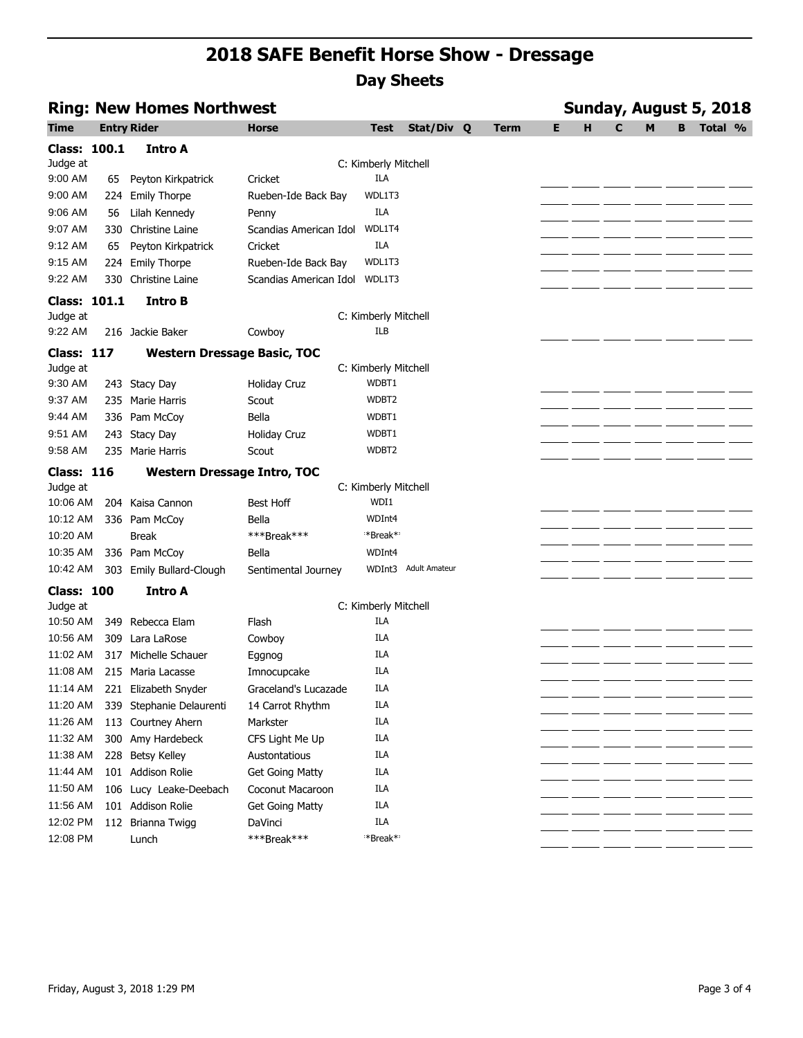# 2018 SAFE Benefit Horse Show - Dressage

## Day Sheets

### Ring: New Homes Northwest

**Sunday, August 5, 2018**

| Time | Entry | Rider | Horse | Test | Stat/Div | Q | Term | E | H | C | M | B | Total | % |
|---|---|---|---|---|---|---|---|---|---|---|---|---|---|---|
| **Class: 100.1** | | **Intro A** | | | | | | | | | | | | |
| Judge at | | | | C: Kimberly Mitchell | | | | | | | | | | |
| 9:00 AM | 65 | Peyton Kirkpatrick | Cricket | ILA | | | | | | | | | | |
| 9:00 AM | 224 | Emily Thorpe | Rueben-Ide Back Bay | WDL1T3 | | | | | | | | | | |
| 9:06 AM | 56 | Lilah Kennedy | Penny | ILA | | | | | | | | | | |
| 9:07 AM | 330 | Christine Laine | Scandias American Idol | WDL1T4 | | | | | | | | | | |
| 9:12 AM | 65 | Peyton Kirkpatrick | Cricket | ILA | | | | | | | | | | |
| 9:15 AM | 224 | Emily Thorpe | Rueben-Ide Back Bay | WDL1T3 | | | | | | | | | | |
| 9:22 AM | 330 | Christine Laine | Scandias American Idol | WDL1T3 | | | | | | | | | | |
| **Class: 101.1** | | **Intro B** | | | | | | | | | | | | |
| Judge at | | | | C: Kimberly Mitchell | | | | | | | | | | |
| 9:22 AM | 216 | Jackie Baker | Cowboy | ILB | | | | | | | | | | |
| **Class: 117** | | **Western Dressage Basic, TOC** | | | | | | | | | | | | |
| Judge at | | | | C: Kimberly Mitchell | | | | | | | | | | |
| 9:30 AM | 243 | Stacy Day | Holiday Cruz | WDBT1 | | | | | | | | | | |
| 9:37 AM | 235 | Marie Harris | Scout | WDBT2 | | | | | | | | | | |
| 9:44 AM | 336 | Pam McCoy | Bella | WDBT1 | | | | | | | | | | |
| 9:51 AM | 243 | Stacy Day | Holiday Cruz | WDBT1 | | | | | | | | | | |
| 9:58 AM | 235 | Marie Harris | Scout | WDBT2 | | | | | | | | | | |
| **Class: 116** | | **Western Dressage Intro, TOC** | | | | | | | | | | | | |
| Judge at | | | | C: Kimberly Mitchell | | | | | | | | | | |
| 10:06 AM | 204 | Kaisa Cannon | Best Hoff | WDI1 | | | | | | | | | | |
| 10:12 AM | 336 | Pam McCoy | Bella | WDInt4 | | | | | | | | | | |
| 10:20 AM | | Break | ***Break*** | *Break* | | | | | | | | | | |
| 10:35 AM | 336 | Pam McCoy | Bella | WDInt4 | | | | | | | | | | |
| 10:42 AM | 303 | Emily Bullard-Clough | Sentimental Journey | WDInt3 | Adult Amateur | | | | | | | | | |
| **Class: 100** | | **Intro A** | | | | | | | | | | | | |
| Judge at | | | | C: Kimberly Mitchell | | | | | | | | | | |
| 10:50 AM | 349 | Rebecca Elam | Flash | ILA | | | | | | | | | | |
| 10:56 AM | 309 | Lara LaRose | Cowboy | ILA | | | | | | | | | | |
| 11:02 AM | 317 | Michelle Schauer | Eggnog | ILA | | | | | | | | | | |
| 11:08 AM | 215 | Maria Lacasse | Imnocupcake | ILA | | | | | | | | | | |
| 11:14 AM | 221 | Elizabeth Snyder | Graceland's Lucazade | ILA | | | | | | | | | | |
| 11:20 AM | 339 | Stephanie Delaurenti | 14 Carrot Rhythm | ILA | | | | | | | | | | |
| 11:26 AM | 113 | Courtney Ahern | Markster | ILA | | | | | | | | | | |
| 11:32 AM | 300 | Amy Hardebeck | CFS Light Me Up | ILA | | | | | | | | | | |
| 11:38 AM | 228 | Betsy Kelley | Austontatious | ILA | | | | | | | | | | |
| 11:44 AM | 101 | Addison Rolie | Get Going Matty | ILA | | | | | | | | | | |
| 11:50 AM | 106 | Lucy Leake-Deebach | Coconut Macaroon | ILA | | | | | | | | | | |
| 11:56 AM | 101 | Addison Rolie | Get Going Matty | ILA | | | | | | | | | | |
| 12:02 PM | 112 | Brianna Twigg | DaVinci | ILA | | | | | | | | | | |
| 12:08 PM | | Lunch | ***Break*** | *Break* | | | | | | | | | | |

Friday, August 3, 2018 1:29 PM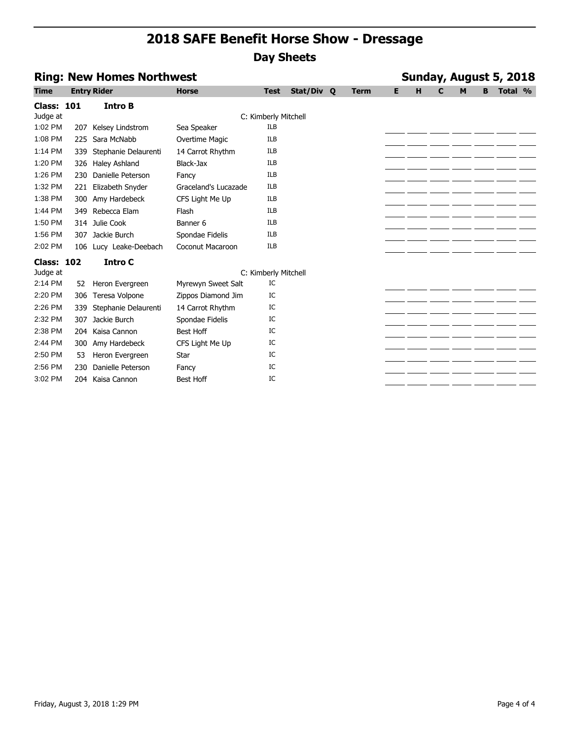# 2018 SAFE Benefit Horse Show - Dressage

## Day Sheets

### Ring: New Homes Northwest

### Sunday, August 5, 2018

| Time | Entry | Rider | Horse | Test | Stat/Div | Q | Term | E | H | C | M | B | Total | % |
|---|---|---|---|---|---|---|---|---|---|---|---|---|---|---|
| **Class: 101** | | **Intro B** | | | | | | | | | | | | |
| Judge at | | | | C: Kimberly Mitchell | | | | | | | | | | |
| 1:02 PM | 207 | Kelsey Lindstrom | Sea Speaker | ILB | | | | | | | | | | |
| 1:08 PM | 225 | Sara McNabb | Overtime Magic | ILB | | | | | | | | | | |
| 1:14 PM | 339 | Stephanie Delaurenti | 14 Carrot Rhythm | ILB | | | | | | | | | | |
| 1:20 PM | 326 | Haley Ashland | Black-Jax | ILB | | | | | | | | | | |
| 1:26 PM | 230 | Danielle Peterson | Fancy | ILB | | | | | | | | | | |
| 1:32 PM | 221 | Elizabeth Snyder | Graceland's Lucazade | ILB | | | | | | | | | | |
| 1:38 PM | 300 | Amy Hardebeck | CFS Light Me Up | ILB | | | | | | | | | | |
| 1:44 PM | 349 | Rebecca Elam | Flash | ILB | | | | | | | | | | |
| 1:50 PM | 314 | Julie Cook | Banner 6 | ILB | | | | | | | | | | |
| 1:56 PM | 307 | Jackie Burch | Spondae Fidelis | ILB | | | | | | | | | | |
| 2:02 PM | 106 | Lucy Leake-Deebach | Coconut Macaroon | ILB | | | | | | | | | | |
| **Class: 102** | | **Intro C** | | | | | | | | | | | | |
| Judge at | | | | C: Kimberly Mitchell | | | | | | | | | | |
| 2:14 PM | 52 | Heron Evergreen | Myrewyn Sweet Salt | IC | | | | | | | | | | |
| 2:20 PM | 306 | Teresa Volpone | Zippos Diamond Jim | IC | | | | | | | | | | |
| 2:26 PM | 339 | Stephanie Delaurenti | 14 Carrot Rhythm | IC | | | | | | | | | | |
| 2:32 PM | 307 | Jackie Burch | Spondae Fidelis | IC | | | | | | | | | | |
| 2:38 PM | 204 | Kaisa Cannon | Best Hoff | IC | | | | | | | | | | |
| 2:44 PM | 300 | Amy Hardebeck | CFS Light Me Up | IC | | | | | | | | | | |
| 2:50 PM | 53 | Heron Evergreen | Star | IC | | | | | | | | | | |
| 2:56 PM | 230 | Danielle Peterson | Fancy | IC | | | | | | | | | | |
| 3:02 PM | 204 | Kaisa Cannon | Best Hoff | IC | | | | | | | | | | |

Friday, August 3, 2018 1:29 PM